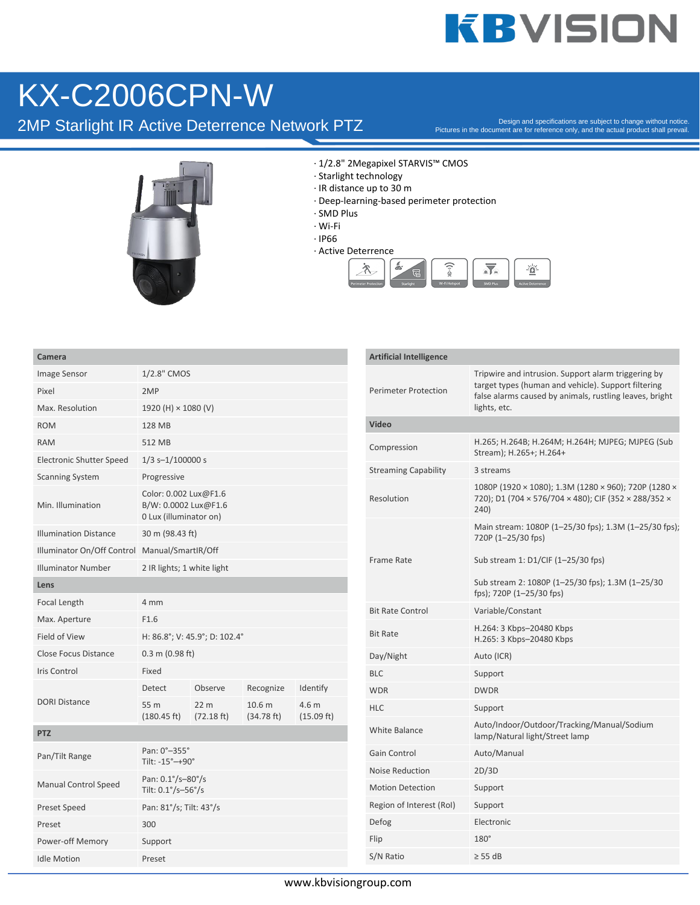# KX-C2006CPN-W

## 2MP Starlight IR Active Deterrence Network PTZ

Design and specifications are subject to change without notice.
Pictures in the document are for reference only, and the actual product shall prevail.

- 1/2.8" 2Megapixel STARVIS™ CMOS
- Starlight technology
- IR distance up to 30 m
- Deep-learning-based perimeter protection
- SMD Plus
- Wi-Fi
- IP66
- Active Deterrence

Perimeter Protection | Starlight | Wi-Fi Hotspot | SMD Plus | Active Deterrence

| Camera | | | | |
|---|---|---|---|---|
| Image Sensor | 1/2.8" CMOS | | | |
| Pixel | 2MP | | | |
| Max. Resolution | 1920 (H) × 1080 (V) | | | |
| ROM | 128 MB | | | |
| RAM | 512 MB | | | |
| Electronic Shutter Speed | 1/3 s–1/100000 s | | | |
| Scanning System | Progressive | | | |
| Min. Illumination | Color: 0.002 Lux@F1.6<br>B/W: 0.0002 Lux@F1.6<br>0 Lux (illuminator on) | | | |
| Illumination Distance | 30 m (98.43 ft) | | | |
| Illuminator On/Off Control | Manual/SmartIR/Off | | | |
| Illuminator Number | 2 IR lights; 1 white light | | | |
| **Lens** | | | | |
| Focal Length | 4 mm | | | |
| Max. Aperture | F1.6 | | | |
| Field of View | H: 86.8°; V: 45.9°; D: 102.4° | | | |
| Close Focus Distance | 0.3 m (0.98 ft) | | | |
| Iris Control | Fixed | | | |
| DORI Distance | Detect | Observe | Recognize | Identify |
| | 55 m (180.45 ft) | 22 m (72.18 ft) | 10.6 m (34.78 ft) | 4.6 m (15.09 ft) |
| **PTZ** | | | | |
| Pan/Tilt Range | Pan: 0°–355°<br>Tilt: -15°–+90° | | | |
| Manual Control Speed | Pan: 0.1°/s–80°/s<br>Tilt: 0.1°/s–56°/s | | | |
| Preset Speed | Pan: 81°/s; Tilt: 43°/s | | | |
| Preset | 300 | | | |
| Power-off Memory | Support | | | |
| Idle Motion | Preset | | | |

| Artificial Intelligence | |
|---|---|
| Perimeter Protection | Tripwire and intrusion. Support alarm triggering by target types (human and vehicle). Support filtering false alarms caused by animals, rustling leaves, bright lights, etc. |
| **Video** | |
| Compression | H.265; H.264B; H.264M; H.264H; MJPEG; MJPEG (Sub Stream); H.265+; H.264+ |
| Streaming Capability | 3 streams |
| Resolution | 1080P (1920 × 1080); 1.3M (1280 × 960); 720P (1280 × 720); D1 (704 × 576/704 × 480); CIF (352 × 288/352 × 240) |
| Frame Rate | Main stream: 1080P (1–25/30 fps); 1.3M (1–25/30 fps); 720P (1–25/30 fps)<br><br>Sub stream 1: D1/CIF (1–25/30 fps)<br><br>Sub stream 2: 1080P (1–25/30 fps); 1.3M (1–25/30 fps); 720P (1–25/30 fps) |
| Bit Rate Control | Variable/Constant |
| Bit Rate | H.264: 3 Kbps–20480 Kbps<br>H.265: 3 Kbps–20480 Kbps |
| Day/Night | Auto (ICR) |
| BLC | Support |
| WDR | DWDR |
| HLC | Support |
| White Balance | Auto/Indoor/Outdoor/Tracking/Manual/Sodium lamp/Natural light/Street lamp |
| Gain Control | Auto/Manual |
| Noise Reduction | 2D/3D |
| Motion Detection | Support |
| Region of Interest (RoI) | Support |
| Defog | Electronic |
| Flip | 180° |
| S/N Ratio | ≥ 55 dB |

www.kbvisiongroup.com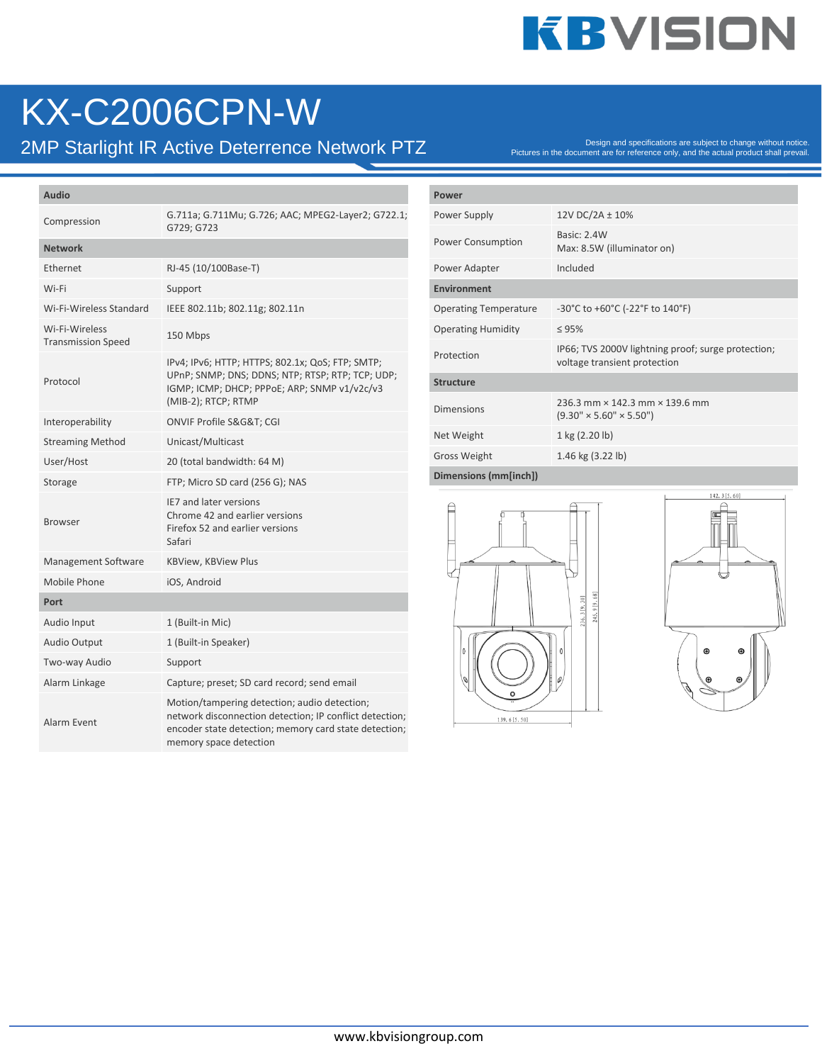# KX-C2006CPN-W

## 2MP Starlight IR Active Deterrence Network PTZ

Design and specifications are subject to change without notice.
Pictures in the document are for reference only, and the actual product shall prevail.

| | |
|---|---|
| **Audio** | |
| Compression | G.711a; G.711Mu; G.726; AAC; MPEG2-Layer2; G722.1; G729; G723 |
| **Network** | |
| Ethernet | RJ-45 (10/100Base-T) |
| Wi-Fi | Support |
| Wi-Fi-Wireless Standard | IEEE 802.11b; 802.11g; 802.11n |
| Wi-Fi-Wireless Transmission Speed | 150 Mbps |
| Protocol | IPv4; IPv6; HTTP; HTTPS; 802.1x; QoS; FTP; SMTP; UPnP; SNMP; DNS; DDNS; NTP; RTSP; RTP; TCP; UDP; IGMP; ICMP; DHCP; PPPoE; ARP; SNMP v1/v2c/v3 (MIB-2); RTCP; RTMP |
| Interoperability | ONVIF Profile S&G&T; CGI |
| Streaming Method | Unicast/Multicast |
| User/Host | 20 (total bandwidth: 64 M) |
| Storage | FTP; Micro SD card (256 G); NAS |
| Browser | IE7 and later versions<br>Chrome 42 and earlier versions<br>Firefox 52 and earlier versions<br>Safari |
| Management Software | KBView, KBView Plus |
| Mobile Phone | iOS, Android |
| **Port** | |
| Audio Input | 1 (Built-in Mic) |
| Audio Output | 1 (Built-in Speaker) |
| Two-way Audio | Support |
| Alarm Linkage | Capture; preset; SD card record; send email |
| Alarm Event | Motion/tampering detection; audio detection; network disconnection detection; IP conflict detection; encoder state detection; memory card state detection; memory space detection |

| | |
|---|---|
| **Power** | |
| Power Supply | 12V DC/2A ± 10% |
| Power Consumption | Basic: 2.4W<br>Max: 8.5W (illuminator on) |
| Power Adapter | Included |
| **Environment** | |
| Operating Temperature | -30°C to +60°C (-22°F to 140°F) |
| Operating Humidity | ≤ 95% |
| Protection | IP66; TVS 2000V lightning proof; surge protection; voltage transient protection |
| **Structure** | |
| Dimensions | 236.3 mm × 142.3 mm × 139.6 mm (9.30" × 5.60" × 5.50") |
| Net Weight | 1 kg (2.20 lb) |
| Gross Weight | 1.46 kg (3.22 lb) |

**Dimensions (mm[inch])**

142.3[5.60]
236.3[9.30]
245.9[9.68]
139.6[5.50]

www.kbvisiongroup.com